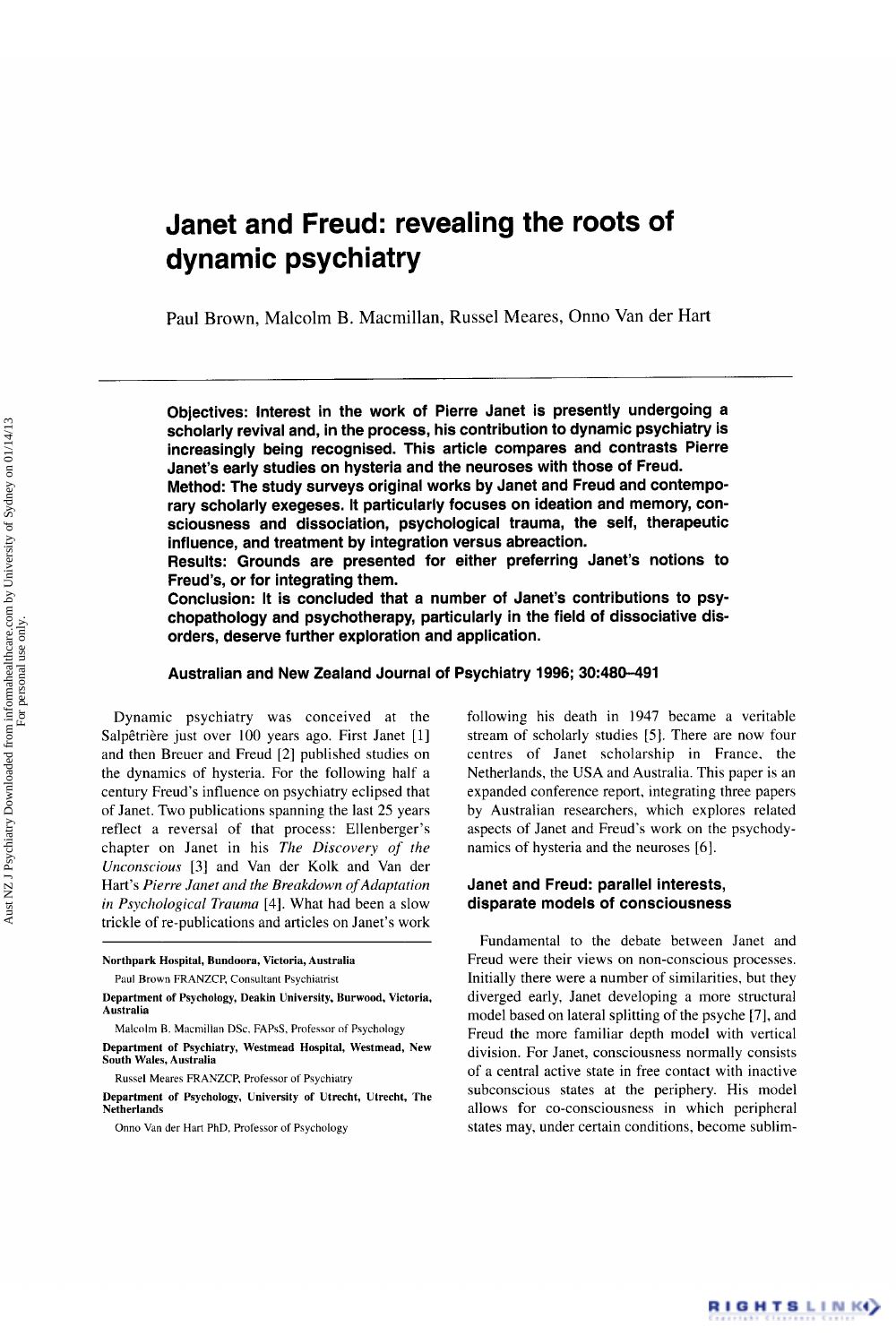# Janet and Freud: revealing the roots of dynamic psychiatry

Paul Brown, Malcolm B. Macmillan, Russel Meares, Onno Van der Hart

**Objectives: Interest in the work of Pierre Janet is presently undergoing a scholarly revival and, in the process, his contribution to dynamic psychiatry is increasingly being recognised. This article compares and contrasts Pierre Janet's early studies on hysteria and the neuroses with those of Freud.**

**Method: The study surveys original works by Janet and Freud and contemporary scholarly exegeses. It particularly focuses on ideation and memory, consciousness and dissociation, psychological trauma, the self, therapeutic influence, and treatment by integration versus abreaction.**

**Results: Grounds are presented for either preferring Janet's notions to Freud's, or for integrating them.**

**Conclusion: It is concluded that a number of Janet's contributions to psychopathology and psychotherapy, particularly in the field of dissociative disorders, deserve further exploration and application.**

**Australian and New Zealand Journal of Psychiatry 1996; 30:480–491**

Dynamic psychiatry was conceived at the Salpêtrière just over 100 years ago. First Janet [1] and then Breuer and Freud [2] published studies on the dynamics of hysteria. For the following half a century Freud's influence on psychiatry eclipsed that of Janet. Two publications spanning the last 25 years reflect a reversal of that process: Ellenberger's chapter on Janet in his *The Discovery of the Unconscious* [3] and Van der Kolk and Van der Hart's *Pierre Janet and the Breakdown of Adaptation in Psychological Trauma* [4]. What had been a slow trickle of re-publications and articles on Janet's work following his death in 1947 became a veritable stream of scholarly studies [5]. There are now four centres of Janet scholarship in France, the Netherlands, the USA and Australia. This paper is an expanded conference report, integrating three papers by Australian researchers, which explores related aspects of Janet and Freud's work on the psychodynamics of hysteria and the neuroses [6].

## Janet and Freud: parallel interests, disparate models of consciousness

Fundamental to the debate between Janet and Freud were their views on non-conscious processes. Initially there were a number of similarities, but they diverged early, Janet developing a more structural model based on lateral splitting of the psyche [7], and Freud the more familiar depth model with vertical division. For Janet, consciousness normally consists of a central active state in free contact with inactive subconscious states at the periphery. His model allows for co-consciousness in which peripheral states may, under certain conditions, become sublim-

**Northpark Hospital, Bundoora, Victoria, Australia**

Paul Brown FRANZCP, Consultant Psychiatrist

**Department of Psychology, Deakin University, Burwood, Victoria, Australia**

Malcolm B. Macmillan DSc, FAPsS, Professor of Psychology

**Department of Psychiatry, Westmead Hospital, Westmead, New South Wales, Australia**

Russel Meares FRANZCP, Professor of Psychiatry

**Department of Psychology, University of Utrecht, Utrecht, The Netherlands**

Onno Van der Hart PhD, Professor of Psychology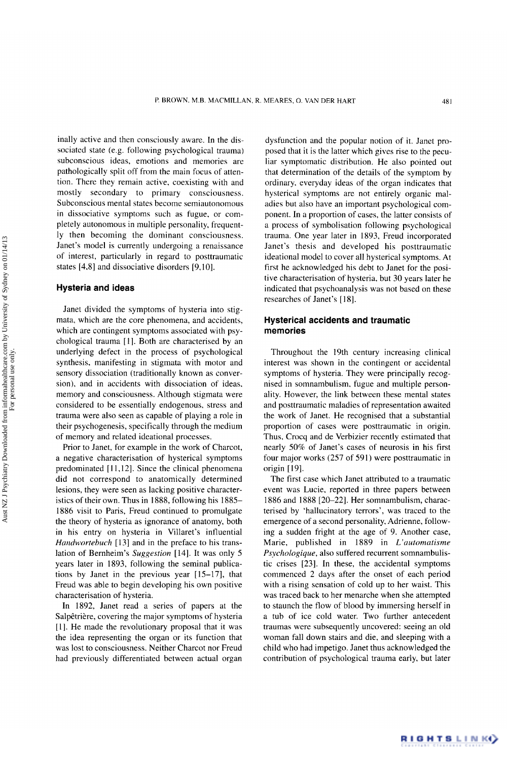inally active and then consciously aware. In the dissociated state (e.g. following psychological trauma) subconscious ideas, emotions and memories are pathologically split off from the main focus of attention. There they remain active, coexisting with and mostly secondary to primary consciousness. Subconscious mental states become semiautonomous in dissociative symptoms such as fugue, or completely autonomous in multiple personality, frequently then becoming the dominant consciousness. Janet's model is currently undergoing a renaissance of interest, particularly in regard to posttraumatic states [4,8] and dissociative disorders [9,10].

## Hysteria and ideas

Janet divided the symptoms of hysteria into stigmata, which are the core phenomena, and accidents, which are contingent symptoms associated with psychological trauma [1]. Both are characterised by an underlying defect in the process of psychological synthesis, manifesting in stigmata with motor and sensory dissociation (traditionally known as conversion), and in accidents with dissociation of ideas, memory and consciousness. Although stigmata were considered to be essentially endogenous, stress and trauma were also seen as capable of playing a role in their psychogenesis, specifically through the medium of memory and related ideational processes.

Prior to Janet, for example in the work of Charcot, a negative characterisation of hysterical symptoms predominated [11,12]. Since the clinical phenomena did not correspond to anatomically determined lesions, they were seen as lacking positive characteristics of their own. Thus in 1888, following his 1885–1886 visit to Paris, Freud continued to promulgate the theory of hysteria as ignorance of anatomy, both in his entry on hysteria in Villaret's influential *Handwortebuch* [13] and in the preface to his translation of Bernheim's *Suggestion* [14]. It was only 5 years later in 1893, following the seminal publications by Janet in the previous year [15–17], that Freud was able to begin developing his own positive characterisation of hysteria.

In 1892, Janet read a series of papers at the Salpêtrière, covering the major symptoms of hysteria [1]. He made the revolutionary proposal that it was the idea representing the organ or its function that was lost to consciousness. Neither Charcot nor Freud had previously differentiated between actual organ dysfunction and the popular notion of it. Janet proposed that it is the latter which gives rise to the peculiar symptomatic distribution. He also pointed out that determination of the details of the symptom by ordinary, everyday ideas of the organ indicates that hysterical symptoms are not entirely organic maladies but also have an important psychological component. In a proportion of cases, the latter consists of a process of symbolisation following psychological trauma. One year later in 1893, Freud incorporated Janet's thesis and developed his posttraumatic ideational model to cover all hysterical symptoms. At first he acknowledged his debt to Janet for the positive characterisation of hysteria, but 30 years later he indicated that psychoanalysis was not based on these researches of Janet's [18].

## Hysterical accidents and traumatic memories

Throughout the 19th century increasing clinical interest was shown in the contingent or accidental symptoms of hysteria. They were principally recognised in somnambulism, fugue and multiple personality. However, the link between these mental states and posttraumatic maladies of representation awaited the work of Janet. He recognised that a substantial proportion of cases were posttraumatic in origin. Thus, Crocq and de Verbizier recently estimated that nearly 50% of Janet's cases of neurosis in his first four major works (257 of 591) were posttraumatic in origin [19].

The first case which Janet attributed to a traumatic event was Lucie, reported in three papers between 1886 and 1888 [20–22]. Her somnambulism, characterised by 'hallucinatory terrors', was traced to the emergence of a second personality, Adrienne, following a sudden fright at the age of 9. Another case, Marie, published in 1889 in *L'automatisme Psychologique*, also suffered recurrent somnambulistic crises [23]. In these, the accidental symptoms commenced 2 days after the onset of each period with a rising sensation of cold up to her waist. This was traced back to her menarche when she attempted to staunch the flow of blood by immersing herself in a tub of ice cold water. Two further antecedent traumas were subsequently uncovered: seeing an old woman fall down stairs and die, and sleeping with a child who had impetigo. Janet thus acknowledged the contribution of psychological trauma early, but later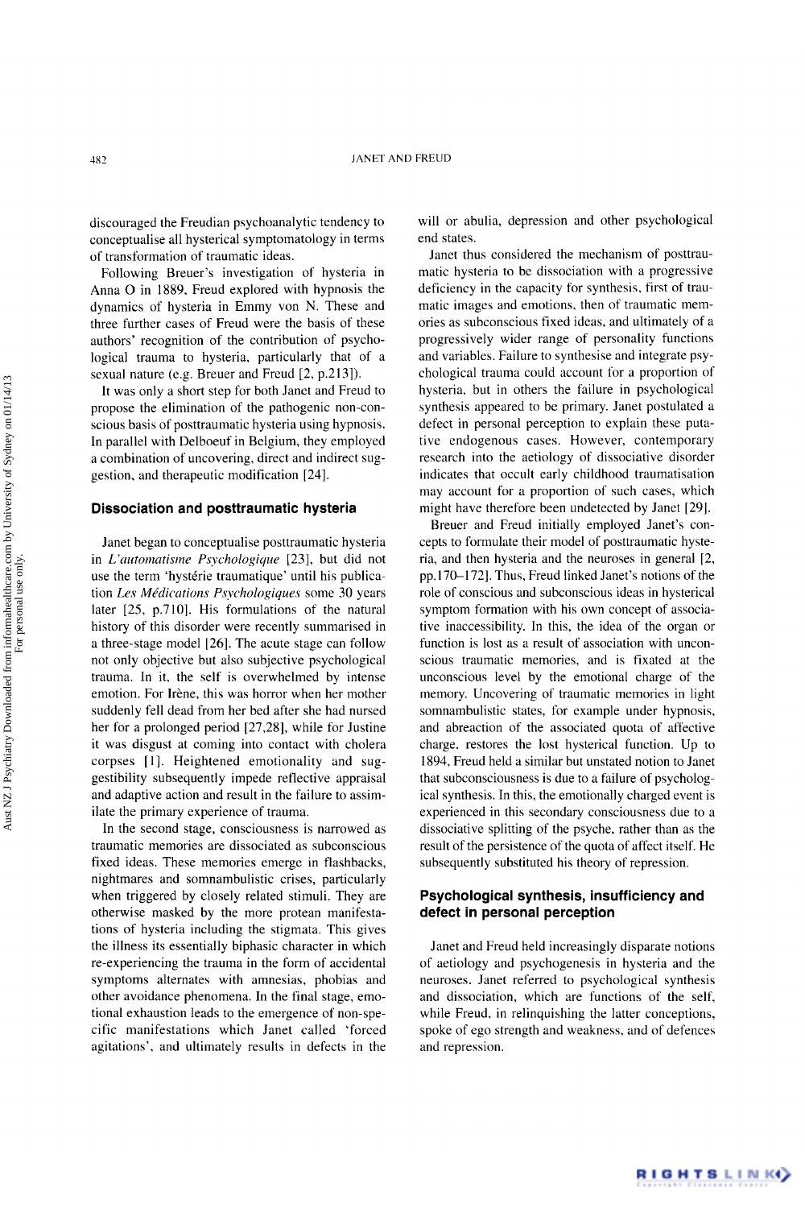discouraged the Freudian psychoanalytic tendency to conceptualise all hysterical symptomatology in terms of transformation of traumatic ideas.

Following Breuer's investigation of hysteria in Anna O in 1889, Freud explored with hypnosis the dynamics of hysteria in Emmy von N. These and three further cases of Freud were the basis of these authors' recognition of the contribution of psychological trauma to hysteria, particularly that of a sexual nature (e.g. Breuer and Freud [2, p.213]).

It was only a short step for both Janet and Freud to propose the elimination of the pathogenic non-conscious basis of posttraumatic hysteria using hypnosis. In parallel with Delboeuf in Belgium, they employed a combination of uncovering, direct and indirect suggestion, and therapeutic modification [24].

## Dissociation and posttraumatic hysteria

Janet began to conceptualise posttraumatic hysteria in *L'automatisme Psychologique* [23], but did not use the term 'hystérie traumatique' until his publication *Les Médications Psychologiques* some 30 years later [25, p.710]. His formulations of the natural history of this disorder were recently summarised in a three-stage model [26]. The acute stage can follow not only objective but also subjective psychological trauma. In it, the self is overwhelmed by intense emotion. For Irène, this was horror when her mother suddenly fell dead from her bed after she had nursed her for a prolonged period [27,28], while for Justine it was disgust at coming into contact with cholera corpses [1]. Heightened emotionality and suggestibility subsequently impede reflective appraisal and adaptive action and result in the failure to assimilate the primary experience of trauma.

In the second stage, consciousness is narrowed as traumatic memories are dissociated as subconscious fixed ideas. These memories emerge in flashbacks, nightmares and somnambulistic crises, particularly when triggered by closely related stimuli. They are otherwise masked by the more protean manifestations of hysteria including the stigmata. This gives the illness its essentially biphasic character in which re-experiencing the trauma in the form of accidental symptoms alternates with amnesias, phobias and other avoidance phenomena. In the final stage, emotional exhaustion leads to the emergence of non-specific manifestations which Janet called 'forced agitations', and ultimately results in defects in the will or abulia, depression and other psychological end states.

Janet thus considered the mechanism of posttraumatic hysteria to be dissociation with a progressive deficiency in the capacity for synthesis, first of traumatic images and emotions, then of traumatic memories as subconscious fixed ideas, and ultimately of a progressively wider range of personality functions and variables. Failure to synthesise and integrate psychological trauma could account for a proportion of hysteria, but in others the failure in psychological synthesis appeared to be primary. Janet postulated a defect in personal perception to explain these putative endogenous cases. However, contemporary research into the aetiology of dissociative disorder indicates that occult early childhood traumatisation may account for a proportion of such cases, which might have therefore been undetected by Janet [29].

Breuer and Freud initially employed Janet's concepts to formulate their model of posttraumatic hysteria, and then hysteria and the neuroses in general [2, pp.170–172]. Thus, Freud linked Janet's notions of the role of conscious and subconscious ideas in hysterical symptom formation with his own concept of associative inaccessibility. In this, the idea of the organ or function is lost as a result of association with unconscious traumatic memories, and is fixated at the unconscious level by the emotional charge of the memory. Uncovering of traumatic memories in light somnambulistic states, for example under hypnosis, and abreaction of the associated quota of affective charge, restores the lost hysterical function. Up to 1894, Freud held a similar but unstated notion to Janet that subconsciousness is due to a failure of psychological synthesis. In this, the emotionally charged event is experienced in this secondary consciousness due to a dissociative splitting of the psyche, rather than as the result of the persistence of the quota of affect itself. He subsequently substituted his theory of repression.

## Psychological synthesis, insufficiency and defect in personal perception

Janet and Freud held increasingly disparate notions of aetiology and psychogenesis in hysteria and the neuroses. Janet referred to psychological synthesis and dissociation, which are functions of the self, while Freud, in relinquishing the latter conceptions, spoke of ego strength and weakness, and of defences and repression.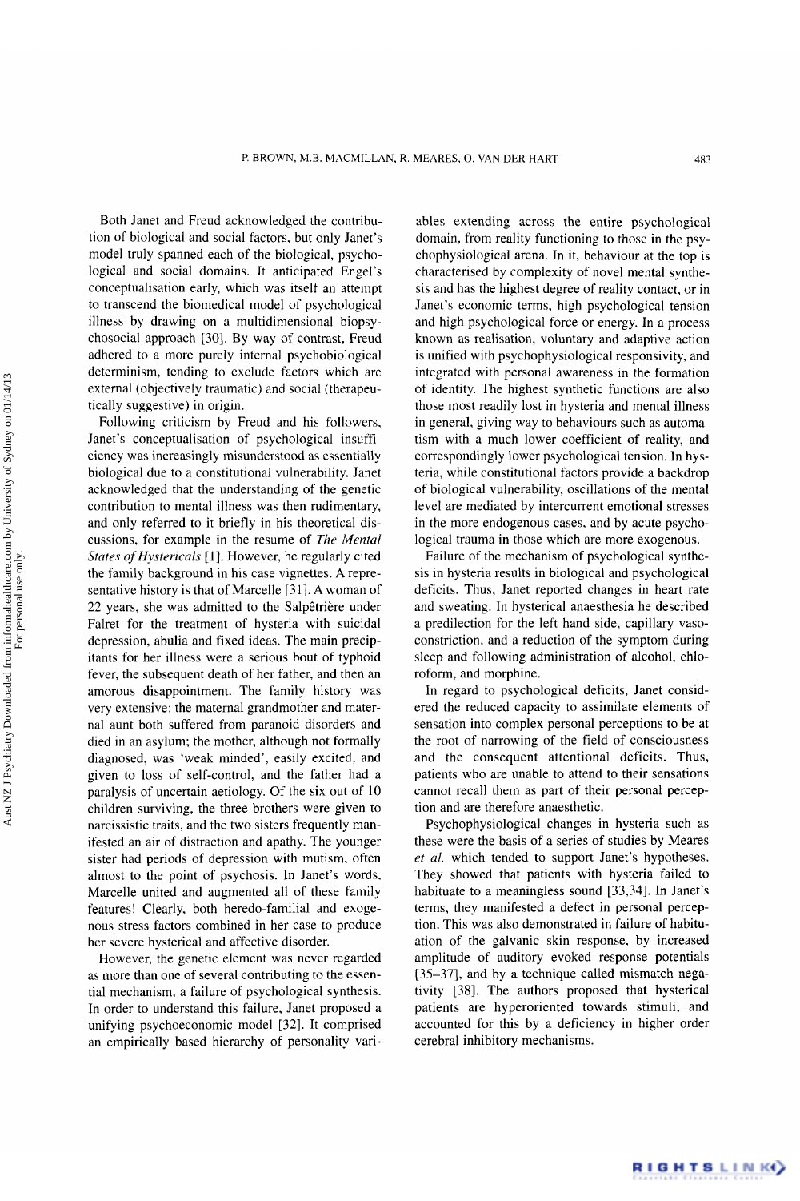Both Janet and Freud acknowledged the contribution of biological and social factors, but only Janet's model truly spanned each of the biological, psychological and social domains. It anticipated Engel's conceptualisation early, which was itself an attempt to transcend the biomedical model of psychological illness by drawing on a multidimensional biopsychosocial approach [30]. By way of contrast, Freud adhered to a more purely internal psychobiological determinism, tending to exclude factors which are external (objectively traumatic) and social (therapeutically suggestive) in origin.

Following criticism by Freud and his followers, Janet's conceptualisation of psychological insufficiency was increasingly misunderstood as essentially biological due to a constitutional vulnerability. Janet acknowledged that the understanding of the genetic contribution to mental illness was then rudimentary, and only referred to it briefly in his theoretical discussions, for example in the resume of *The Mental States of Hystericals* [1]. However, he regularly cited the family background in his case vignettes. A representative history is that of Marcelle [31]. A woman of 22 years, she was admitted to the Salpêtrière under Falret for the treatment of hysteria with suicidal depression, abulia and fixed ideas. The main precipitants for her illness were a serious bout of typhoid fever, the subsequent death of her father, and then an amorous disappointment. The family history was very extensive: the maternal grandmother and maternal aunt both suffered from paranoid disorders and died in an asylum; the mother, although not formally diagnosed, was 'weak minded', easily excited, and given to loss of self-control, and the father had a paralysis of uncertain aetiology. Of the six out of 10 children surviving, the three brothers were given to narcissistic traits, and the two sisters frequently manifested an air of distraction and apathy. The younger sister had periods of depression with mutism, often almost to the point of psychosis. In Janet's words, Marcelle united and augmented all of these family features! Clearly, both heredo-familial and exogenous stress factors combined in her case to produce her severe hysterical and affective disorder.

However, the genetic element was never regarded as more than one of several contributing to the essential mechanism, a failure of psychological synthesis. In order to understand this failure, Janet proposed a unifying psychoeconomic model [32]. It comprised an empirically based hierarchy of personality variables extending across the entire psychological domain, from reality functioning to those in the psychophysiological arena. In it, behaviour at the top is characterised by complexity of novel mental synthesis and has the highest degree of reality contact, or in Janet's economic terms, high psychological tension and high psychological force or energy. In a process known as realisation, voluntary and adaptive action is unified with psychophysiological responsivity, and integrated with personal awareness in the formation of identity. The highest synthetic functions are also those most readily lost in hysteria and mental illness in general, giving way to behaviours such as automatism with a much lower coefficient of reality, and correspondingly lower psychological tension. In hysteria, while constitutional factors provide a backdrop of biological vulnerability, oscillations of the mental level are mediated by intercurrent emotional stresses in the more endogenous cases, and by acute psychological trauma in those which are more exogenous.

Failure of the mechanism of psychological synthesis in hysteria results in biological and psychological deficits. Thus, Janet reported changes in heart rate and sweating. In hysterical anaesthesia he described a predilection for the left hand side, capillary vasoconstriction, and a reduction of the symptom during sleep and following administration of alcohol, chloroform, and morphine.

In regard to psychological deficits, Janet considered the reduced capacity to assimilate elements of sensation into complex personal perceptions to be at the root of narrowing of the field of consciousness and the consequent attentional deficits. Thus, patients who are unable to attend to their sensations cannot recall them as part of their personal perception and are therefore anaesthetic.

Psychophysiological changes in hysteria such as these were the basis of a series of studies by Meares *et al.* which tended to support Janet's hypotheses. They showed that patients with hysteria failed to habituate to a meaningless sound [33,34]. In Janet's terms, they manifested a defect in personal perception. This was also demonstrated in failure of habituation of the galvanic skin response, by increased amplitude of auditory evoked response potentials [35–37], and by a technique called mismatch negativity [38]. The authors proposed that hysterical patients are hyperoriented towards stimuli, and accounted for this by a deficiency in higher order cerebral inhibitory mechanisms.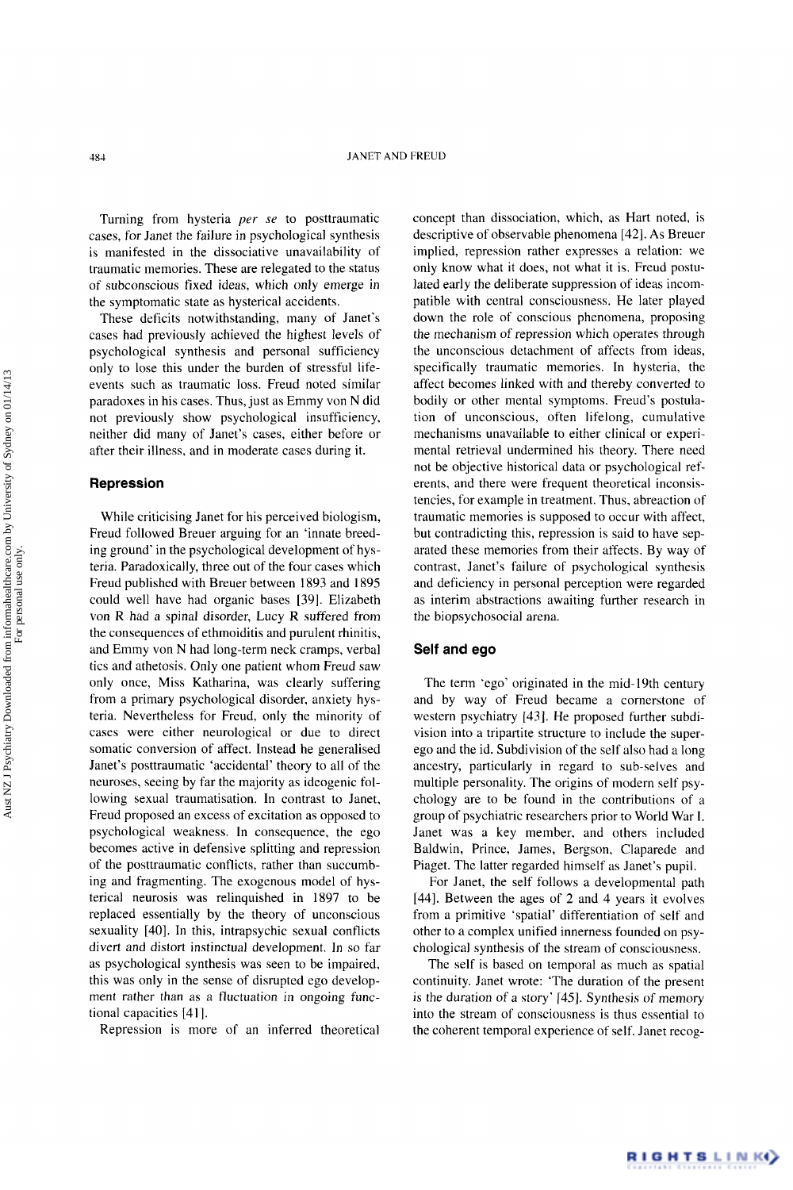Turning from hysteria *per se* to posttraumatic cases, for Janet the failure in psychological synthesis is manifested in the dissociative unavailability of traumatic memories. These are relegated to the status of subconscious fixed ideas, which only emerge in the symptomatic state as hysterical accidents.

These deficits notwithstanding, many of Janet's cases had previously achieved the highest levels of psychological synthesis and personal sufficiency only to lose this under the burden of stressful life-events such as traumatic loss. Freud noted similar paradoxes in his cases. Thus, just as Emmy von N did not previously show psychological insufficiency, neither did many of Janet's cases, either before or after their illness, and in moderate cases during it.

## Repression

While criticising Janet for his perceived biologism, Freud followed Breuer arguing for an 'innate breeding ground' in the psychological development of hysteria. Paradoxically, three out of the four cases which Freud published with Breuer between 1893 and 1895 could well have had organic bases [39]. Elizabeth von R had a spinal disorder, Lucy R suffered from the consequences of ethmoiditis and purulent rhinitis, and Emmy von N had long-term neck cramps, verbal tics and athetosis. Only one patient whom Freud saw only once, Miss Katharina, was clearly suffering from a primary psychological disorder, anxiety hysteria. Nevertheless for Freud, only the minority of cases were either neurological or due to direct somatic conversion of affect. Instead he generalised Janet's posttraumatic 'accidental' theory to all of the neuroses, seeing by far the majority as ideogenic following sexual traumatisation. In contrast to Janet, Freud proposed an excess of excitation as opposed to psychological weakness. In consequence, the ego becomes active in defensive splitting and repression of the posttraumatic conflicts, rather than succumbing and fragmenting. The exogenous model of hysterical neurosis was relinquished in 1897 to be replaced essentially by the theory of unconscious sexuality [40]. In this, intrapsychic sexual conflicts divert and distort instinctual development. In so far as psychological synthesis was seen to be impaired, this was only in the sense of disrupted ego development rather than as a fluctuation in ongoing functional capacities [41].

Repression is more of an inferred theoretical concept than dissociation, which, as Hart noted, is descriptive of observable phenomena [42]. As Breuer implied, repression rather expresses a relation: we only know what it does, not what it is. Freud postulated early the deliberate suppression of ideas incompatible with central consciousness. He later played down the role of conscious phenomena, proposing the mechanism of repression which operates through the unconscious detachment of affects from ideas, specifically traumatic memories. In hysteria, the affect becomes linked with and thereby converted to bodily or other mental symptoms. Freud's postulation of unconscious, often lifelong, cumulative mechanisms unavailable to either clinical or experimental retrieval undermined his theory. There need not be objective historical data or psychological referents, and there were frequent theoretical inconsistencies, for example in treatment. Thus, abreaction of traumatic memories is supposed to occur with affect, but contradicting this, repression is said to have separated these memories from their affects. By way of contrast, Janet's failure of psychological synthesis and deficiency in personal perception were regarded as interim abstractions awaiting further research in the biopsychosocial arena.

## Self and ego

The term 'ego' originated in the mid-19th century and by way of Freud became a cornerstone of western psychiatry [43]. He proposed further subdivision into a tripartite structure to include the superego and the id. Subdivision of the self also had a long ancestry, particularly in regard to sub-selves and multiple personality. The origins of modern self psychology are to be found in the contributions of a group of psychiatric researchers prior to World War I. Janet was a key member, and others included Baldwin, Prince, James, Bergson, Claparede and Piaget. The latter regarded himself as Janet's pupil.

For Janet, the self follows a developmental path [44]. Between the ages of 2 and 4 years it evolves from a primitive 'spatial' differentiation of self and other to a complex unified innerness founded on psychological synthesis of the stream of consciousness.

The self is based on temporal as much as spatial continuity. Janet wrote: 'The duration of the present is the duration of a story' [45]. Synthesis of memory into the stream of consciousness is thus essential to the coherent temporal experience of self. Janet recog-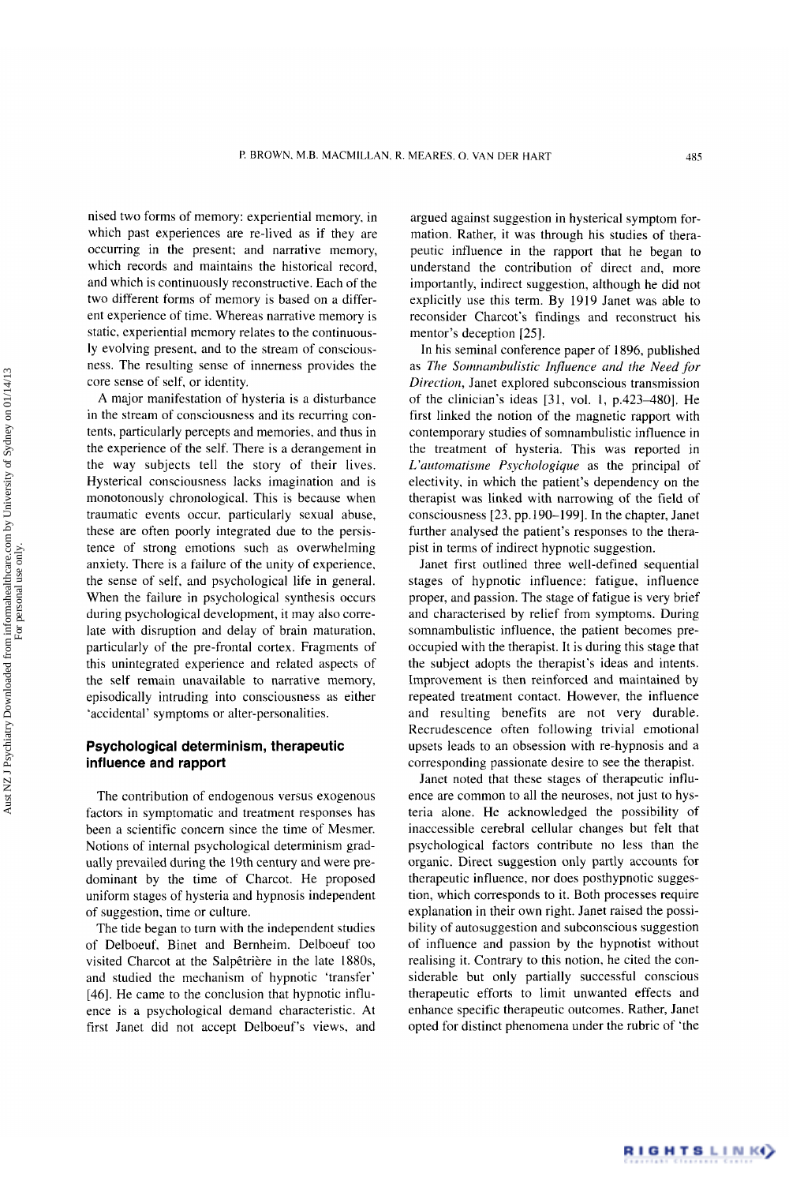nised two forms of memory: experiential memory, in which past experiences are re-lived as if they are occurring in the present; and narrative memory, which records and maintains the historical record, and which is continuously reconstructive. Each of the two different forms of memory is based on a different experience of time. Whereas narrative memory is static, experiential memory relates to the continuously evolving present, and to the stream of consciousness. The resulting sense of innerness provides the core sense of self, or identity.

A major manifestation of hysteria is a disturbance in the stream of consciousness and its recurring contents, particularly percepts and memories, and thus in the experience of the self. There is a derangement in the way subjects tell the story of their lives. Hysterical consciousness lacks imagination and is monotonously chronological. This is because when traumatic events occur, particularly sexual abuse, these are often poorly integrated due to the persistence of strong emotions such as overwhelming anxiety. There is a failure of the unity of experience, the sense of self, and psychological life in general. When the failure in psychological synthesis occurs during psychological development, it may also correlate with disruption and delay of brain maturation, particularly of the pre-frontal cortex. Fragments of this unintegrated experience and related aspects of the self remain unavailable to narrative memory, episodically intruding into consciousness as either 'accidental' symptoms or alter-personalities.

## Psychological determinism, therapeutic influence and rapport

The contribution of endogenous versus exogenous factors in symptomatic and treatment responses has been a scientific concern since the time of Mesmer. Notions of internal psychological determinism gradually prevailed during the 19th century and were predominant by the time of Charcot. He proposed uniform stages of hysteria and hypnosis independent of suggestion, time or culture.

The tide began to turn with the independent studies of Delboeuf, Binet and Bernheim. Delboeuf too visited Charcot at the Salpêtrière in the late 1880s, and studied the mechanism of hypnotic 'transfer' [46]. He came to the conclusion that hypnotic influence is a psychological demand characteristic. At first Janet did not accept Delboeuf's views, and argued against suggestion in hysterical symptom formation. Rather, it was through his studies of therapeutic influence in the rapport that he began to understand the contribution of direct and, more importantly, indirect suggestion, although he did not explicitly use this term. By 1919 Janet was able to reconsider Charcot's findings and reconstruct his mentor's deception [25].

In his seminal conference paper of 1896, published as *The Somnambulistic Influence and the Need for Direction*, Janet explored subconscious transmission of the clinician's ideas [31, vol. 1, p.423–480]. He first linked the notion of the magnetic rapport with contemporary studies of somnambulistic influence in the treatment of hysteria. This was reported in *L'automatisme Psychologique* as the principal of electivity, in which the patient's dependency on the therapist was linked with narrowing of the field of consciousness [23, pp.190–199]. In the chapter, Janet further analysed the patient's responses to the therapist in terms of indirect hypnotic suggestion.

Janet first outlined three well-defined sequential stages of hypnotic influence: fatigue, influence proper, and passion. The stage of fatigue is very brief and characterised by relief from symptoms. During somnambulistic influence, the patient becomes preoccupied with the therapist. It is during this stage that the subject adopts the therapist's ideas and intents. Improvement is then reinforced and maintained by repeated treatment contact. However, the influence and resulting benefits are not very durable. Recrudescence often following trivial emotional upsets leads to an obsession with re-hypnosis and a corresponding passionate desire to see the therapist.

Janet noted that these stages of therapeutic influence are common to all the neuroses, not just to hysteria alone. He acknowledged the possibility of inaccessible cerebral cellular changes but felt that psychological factors contribute no less than the organic. Direct suggestion only partly accounts for therapeutic influence, nor does posthypnotic suggestion, which corresponds to it. Both processes require explanation in their own right. Janet raised the possibility of autosuggestion and subconscious suggestion of influence and passion by the hypnotist without realising it. Contrary to this notion, he cited the considerable but only partially successful conscious therapeutic efforts to limit unwanted effects and enhance specific therapeutic outcomes. Rather, Janet opted for distinct phenomena under the rubric of 'the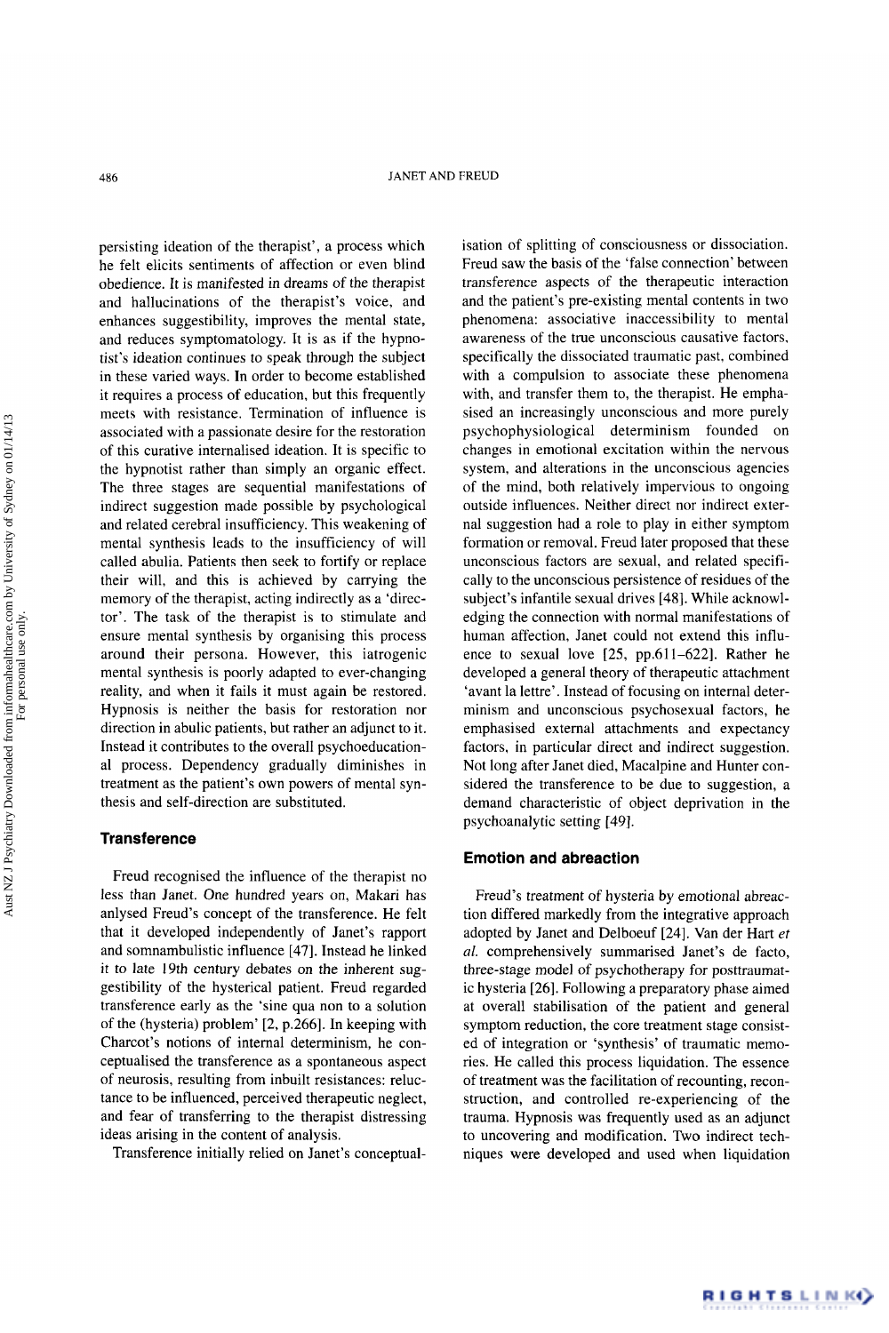persisting ideation of the therapist', a process which he felt elicits sentiments of affection or even blind obedience. It is manifested in dreams of the therapist and hallucinations of the therapist's voice, and enhances suggestibility, improves the mental state, and reduces symptomatology. It is as if the hypnotist's ideation continues to speak through the subject in these varied ways. In order to become established it requires a process of education, but this frequently meets with resistance. Termination of influence is associated with a passionate desire for the restoration of this curative internalised ideation. It is specific to the hypnotist rather than simply an organic effect. The three stages are sequential manifestations of indirect suggestion made possible by psychological and related cerebral insufficiency. This weakening of mental synthesis leads to the insufficiency of will called abulia. Patients then seek to fortify or replace their will, and this is achieved by carrying the memory of the therapist, acting indirectly as a 'director'. The task of the therapist is to stimulate and ensure mental synthesis by organising this process around their persona. However, this iatrogenic mental synthesis is poorly adapted to ever-changing reality, and when it fails it must again be restored. Hypnosis is neither the basis for restoration nor direction in abulic patients, but rather an adjunct to it. Instead it contributes to the overall psychoeducational process. Dependency gradually diminishes in treatment as the patient's own powers of mental synthesis and self-direction are substituted.

## Transference

Freud recognised the influence of the therapist no less than Janet. One hundred years on, Makari has anlysed Freud's concept of the transference. He felt that it developed independently of Janet's rapport and somnambulistic influence [47]. Instead he linked it to late 19th century debates on the inherent suggestibility of the hysterical patient. Freud regarded transference early as the 'sine qua non to a solution of the (hysteria) problem' [2, p.266]. In keeping with Charcot's notions of internal determinism, he conceptualised the transference as a spontaneous aspect of neurosis, resulting from inbuilt resistances: reluctance to be influenced, perceived therapeutic neglect, and fear of transferring to the therapist distressing ideas arising in the content of analysis.

Transference initially relied on Janet's conceptualisation of splitting of consciousness or dissociation. Freud saw the basis of the 'false connection' between transference aspects of the therapeutic interaction and the patient's pre-existing mental contents in two phenomena: associative inaccessibility to mental awareness of the true unconscious causative factors, specifically the dissociated traumatic past, combined with a compulsion to associate these phenomena with, and transfer them to, the therapist. He emphasised an increasingly unconscious and more purely psychophysiological determinism founded on changes in emotional excitation within the nervous system, and alterations in the unconscious agencies of the mind, both relatively impervious to ongoing outside influences. Neither direct nor indirect external suggestion had a role to play in either symptom formation or removal. Freud later proposed that these unconscious factors are sexual, and related specifically to the unconscious persistence of residues of the subject's infantile sexual drives [48]. While acknowledging the connection with normal manifestations of human affection, Janet could not extend this influence to sexual love [25, pp.611–622]. Rather he developed a general theory of therapeutic attachment 'avant la lettre'. Instead of focusing on internal determinism and unconscious psychosexual factors, he emphasised external attachments and expectancy factors, in particular direct and indirect suggestion. Not long after Janet died, Macalpine and Hunter considered the transference to be due to suggestion, a demand characteristic of object deprivation in the psychoanalytic setting [49].

## Emotion and abreaction

Freud's treatment of hysteria by emotional abreaction differed markedly from the integrative approach adopted by Janet and Delboeuf [24]. Van der Hart *et al.* comprehensively summarised Janet's de facto, three-stage model of psychotherapy for posttraumatic hysteria [26]. Following a preparatory phase aimed at overall stabilisation of the patient and general symptom reduction, the core treatment stage consisted of integration or 'synthesis' of traumatic memories. He called this process liquidation. The essence of treatment was the facilitation of recounting, reconstruction, and controlled re-experiencing of the trauma. Hypnosis was frequently used as an adjunct to uncovering and modification. Two indirect techniques were developed and used when liquidation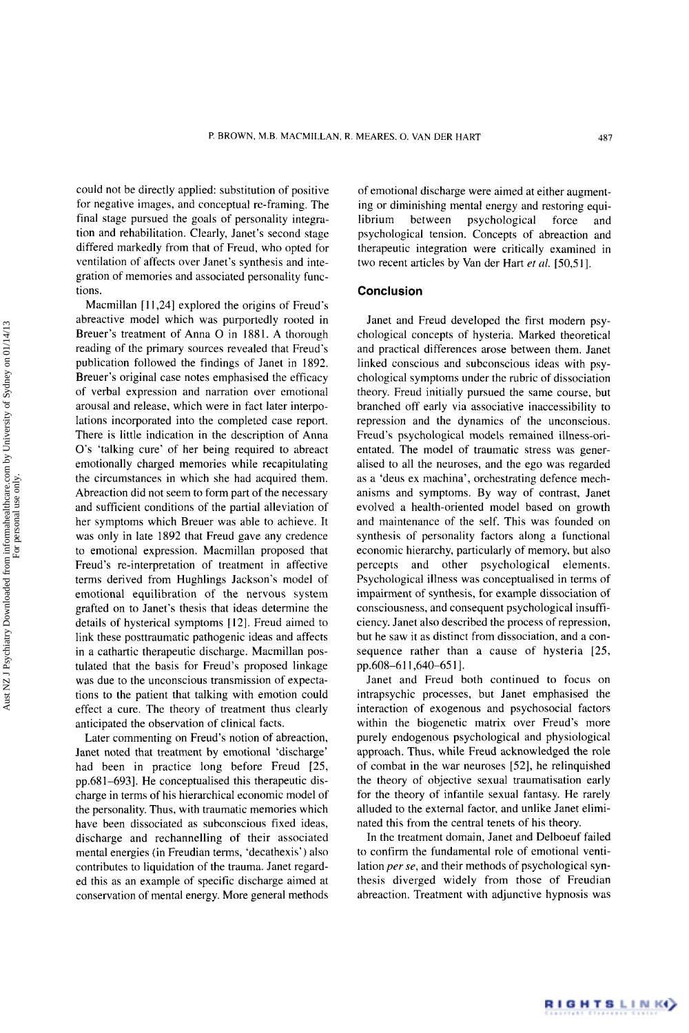could not be directly applied: substitution of positive for negative images, and conceptual re-framing. The final stage pursued the goals of personality integration and rehabilitation. Clearly, Janet's second stage differed markedly from that of Freud, who opted for ventilation of affects over Janet's synthesis and integration of memories and associated personality functions.

Macmillan [11,24] explored the origins of Freud's abreactive model which was purportedly rooted in Breuer's treatment of Anna O in 1881. A thorough reading of the primary sources revealed that Freud's publication followed the findings of Janet in 1892. Breuer's original case notes emphasised the efficacy of verbal expression and narration over emotional arousal and release, which were in fact later interpolations incorporated into the completed case report. There is little indication in the description of Anna O's 'talking cure' of her being required to abreact emotionally charged memories while recapitulating the circumstances in which she had acquired them. Abreaction did not seem to form part of the necessary and sufficient conditions of the partial alleviation of her symptoms which Breuer was able to achieve. It was only in late 1892 that Freud gave any credence to emotional expression. Macmillan proposed that Freud's re-interpretation of treatment in affective terms derived from Hughlings Jackson's model of emotional equilibration of the nervous system grafted on to Janet's thesis that ideas determine the details of hysterical symptoms [12]. Freud aimed to link these posttraumatic pathogenic ideas and affects in a cathartic therapeutic discharge. Macmillan postulated that the basis for Freud's proposed linkage was due to the unconscious transmission of expectations to the patient that talking with emotion could effect a cure. The theory of treatment thus clearly anticipated the observation of clinical facts.

Later commenting on Freud's notion of abreaction, Janet noted that treatment by emotional 'discharge' had been in practice long before Freud [25, pp.681–693]. He conceptualised this therapeutic discharge in terms of his hierarchical economic model of the personality. Thus, with traumatic memories which have been dissociated as subconscious fixed ideas, discharge and rechannelling of their associated mental energies (in Freudian terms, 'decathexis') also contributes to liquidation of the trauma. Janet regarded this as an example of specific discharge aimed at conservation of mental energy. More general methods of emotional discharge were aimed at either augmenting or diminishing mental energy and restoring equilibrium between psychological force and psychological tension. Concepts of abreaction and therapeutic integration were critically examined in two recent articles by Van der Hart *et al.* [50,51].

## Conclusion

Janet and Freud developed the first modern psychological concepts of hysteria. Marked theoretical and practical differences arose between them. Janet linked conscious and subconscious ideas with psychological symptoms under the rubric of dissociation theory. Freud initially pursued the same course, but branched off early via associative inaccessibility to repression and the dynamics of the unconscious. Freud's psychological models remained illness-orientated. The model of traumatic stress was generalised to all the neuroses, and the ego was regarded as a 'deus ex machina', orchestrating defence mechanisms and symptoms. By way of contrast, Janet evolved a health-oriented model based on growth and maintenance of the self. This was founded on synthesis of personality factors along a functional economic hierarchy, particularly of memory, but also percepts and other psychological elements. Psychological illness was conceptualised in terms of impairment of synthesis, for example dissociation of consciousness, and consequent psychological insufficiency. Janet also described the process of repression, but he saw it as distinct from dissociation, and a consequence rather than a cause of hysteria [25, pp.608–611,640–651].

Janet and Freud both continued to focus on intrapsychic processes, but Janet emphasised the interaction of exogenous and psychosocial factors within the biogenetic matrix over Freud's more purely endogenous psychological and physiological approach. Thus, while Freud acknowledged the role of combat in the war neuroses [52], he relinquished the theory of objective sexual traumatisation early for the theory of infantile sexual fantasy. He rarely alluded to the external factor, and unlike Janet eliminated this from the central tenets of his theory.

In the treatment domain, Janet and Delboeuf failed to confirm the fundamental role of emotional ventilation *per se*, and their methods of psychological synthesis diverged widely from those of Freudian abreaction. Treatment with adjunctive hypnosis was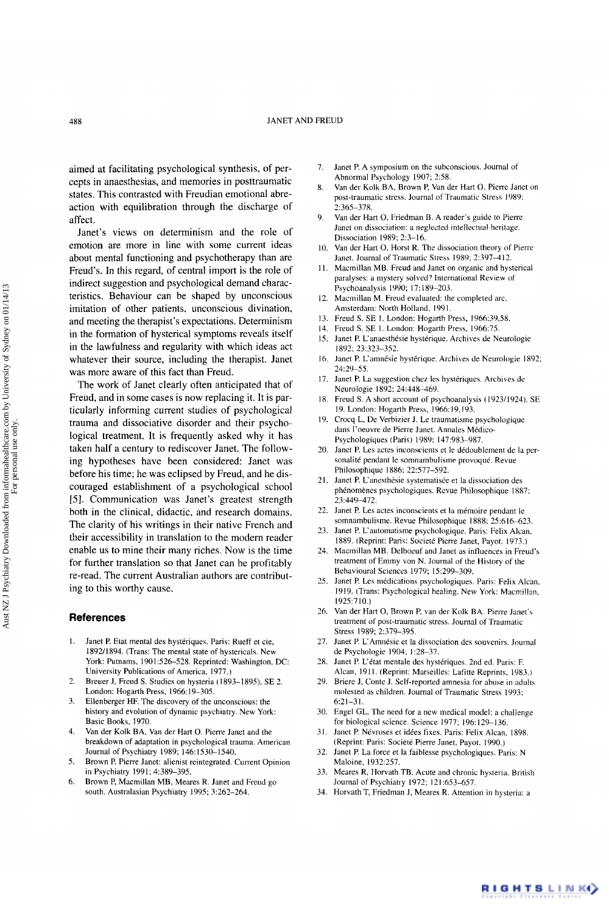aimed at facilitating psychological synthesis, of percepts in anaesthesias, and memories in posttraumatic states. This contrasted with Freudian emotional abreaction with equilibration through the discharge of affect.

Janet's views on determinism and the role of emotion are more in line with some current ideas about mental functioning and psychotherapy than are Freud's. In this regard, of central import is the role of indirect suggestion and psychological demand characteristics. Behaviour can be shaped by unconscious imitation of other patients, unconscious divination, and meeting the therapist's expectations. Determinism in the formation of hysterical symptoms reveals itself in the lawfulness and regularity with which ideas act whatever their source, including the therapist. Janet was more aware of this fact than Freud.

The work of Janet clearly often anticipated that of Freud, and in some cases is now replacing it. It is particularly informing current studies of psychological trauma and dissociative disorder and their psychological treatment. It is frequently asked why it has taken half a century to rediscover Janet. The following hypotheses have been considered: Janet was before his time; he was eclipsed by Freud, and he discouraged establishment of a psychological school [5]. Communication was Janet's greatest strength both in the clinical, didactic, and research domains. The clarity of his writings in their native French and their accessibility in translation to the modern reader enable us to mine their many riches. Now is the time for further translation so that Janet can be profitably re-read. The current Australian authors are contributing to this worthy cause.

## References

1. Janet P. Etat mental des hystériques. Paris: Rueff et cie, 1892/1894. (Trans: The mental state of hystericals. New York: Putnams, 1901:526–528. Reprinted: Washington, DC: University Publications of America, 1977.)
2. Breuer J, Freud S. Studies on hysteria (1893–1895). SE 2. London: Hogarth Press, 1966:19–305.
3. Ellenberger HF. The discovery of the unconscious: the history and evolution of dynamic psychiatry. New York: Basic Books, 1970.
4. Van der Kolk BA, Van der Hart O. Pierre Janet and the breakdown of adaptation in psychological trauma. American Journal of Psychiatry 1989; 146:1530–1540.
5. Brown P. Pierre Janet: alienist reintegrated. Current Opinion in Psychiatry 1991; 4:389–395.
6. Brown P, Macmillan MB, Meares R. Janet and Freud go south. Australasian Psychiatry 1995; 3:262–264.
7. Janet P. A symposium on the subconscious. Journal of Abnormal Psychology 1907; 2:58.
8. Van der Kolk BA, Brown P, Van der Hart O. Pierre Janet on post-traumatic stress. Journal of Traumatic Stress 1989; 2:365–378.
9. Van der Hart O, Friedman B. A reader's guide to Pierre Janet on dissociation: a neglected intellectual heritage. Dissociation 1989; 2:3–16.
10. Van der Hart O, Horst R. The dissociation theory of Pierre Janet. Journal of Traumatic Stress 1989; 2:397–412.
11. Macmillan MB. Freud and Janet on organic and hysterical paralyses: a mystery solved? International Review of Psychoanalysis 1990; 17:189–203.
12. Macmillan M. Freud evaluated: the completed arc. Amsterdam: North Holland, 1991.
13. Freud S. SE 1. London: Hogarth Press, 1966:39,58.
14. Freud S. SE 1. London: Hogarth Press, 1966:75.
15. Janet P. L'anaesthésie hystérique. Archives de Neurologie 1892; 23:323–352.
16. Janet P. L'amnésie hystérique. Archives de Neurologie 1892; 24:29–55.
17. Janet P. La suggestion chez les hystériques. Archives de Neurologie 1892: 24:448–469.
18. Freud S. A short account of psychoanalysis (1923/1924). SE 19. London: Hogarth Press, 1966:19,193.
19. Crocq L, De Verbizier J. Le traumatisme psychologique dans l'oeuvre de Pierre Janet. Annales Médico-Psychologiques (Paris) 1989; 147:983–987.
20. Janet P. Les actes inconscients et le dédoublement de la personnalité pendant le somnambulisme provoqué. Revue Philosophique 1886; 22:577–592.
21. Janet P. L'anesthésie systematisée et la dissociation des phénomènes psychologiques. Revue Philosophique 1887; 23:449–472.
22. Janet P. Les actes inconscients et la mémoire pendant le somnambulisme. Revue Philosophique 1888; 25:616–623.
23. Janet P. L'automatisme psychologique. Paris: Felix Alcan, 1889. (Reprint: Paris: Societé Pierre Janet, Payot, 1973.)
24. Macmillan MB. Delboeuf and Janet as influences in Freud's treatment of Emmy von N. Journal of the History of the Behavioural Sciences 1979; 15:299–309.
25. Janet P. Les médications psychologiques. Paris: Felix Alcan, 1919. (Trans: Psychological healing. New York: Macmillan, 1925:710.)
26. Van der Hart O, Brown P, van der Kolk BA. Pierre Janet's treatment of post-traumatic stress. Journal of Traumatic Stress 1989; 2:379–395.
27. Janet P. L'Amnésie et la dissociation des souvenirs. Journal de Psychologie 1904; 1:28–37.
28. Janet P. L'état mentale des hystériques. 2nd ed. Paris: F. Alcan, 1911. (Reprint: Marseilles: Lafitte Reprints, 1983.)
29. Briere J, Conte J. Self-reported amnesia for abuse in adults molested as children. Journal of Traumatic Stress 1993; 6:21–31.
30. Engel GL. The need for a new medical model: a challenge for biological science. Science 1977; 196:129–136.
31. Janet P. Névroses et idées fixes. Paris: Felix Alcan, 1898. (Reprint: Paris: Societé Pierre Janet, Payot, 1990.)
32. Janet P. La force et la faiblesse psychologiques. Paris: N Maloine, 1932:257.
33. Meares R, Horvath TB. Acute and chronic hysteria. British Journal of Psychiatry 1972; 121:653–657.
34. Horvath T, Friedman J, Meares R. Attention in hysteria: a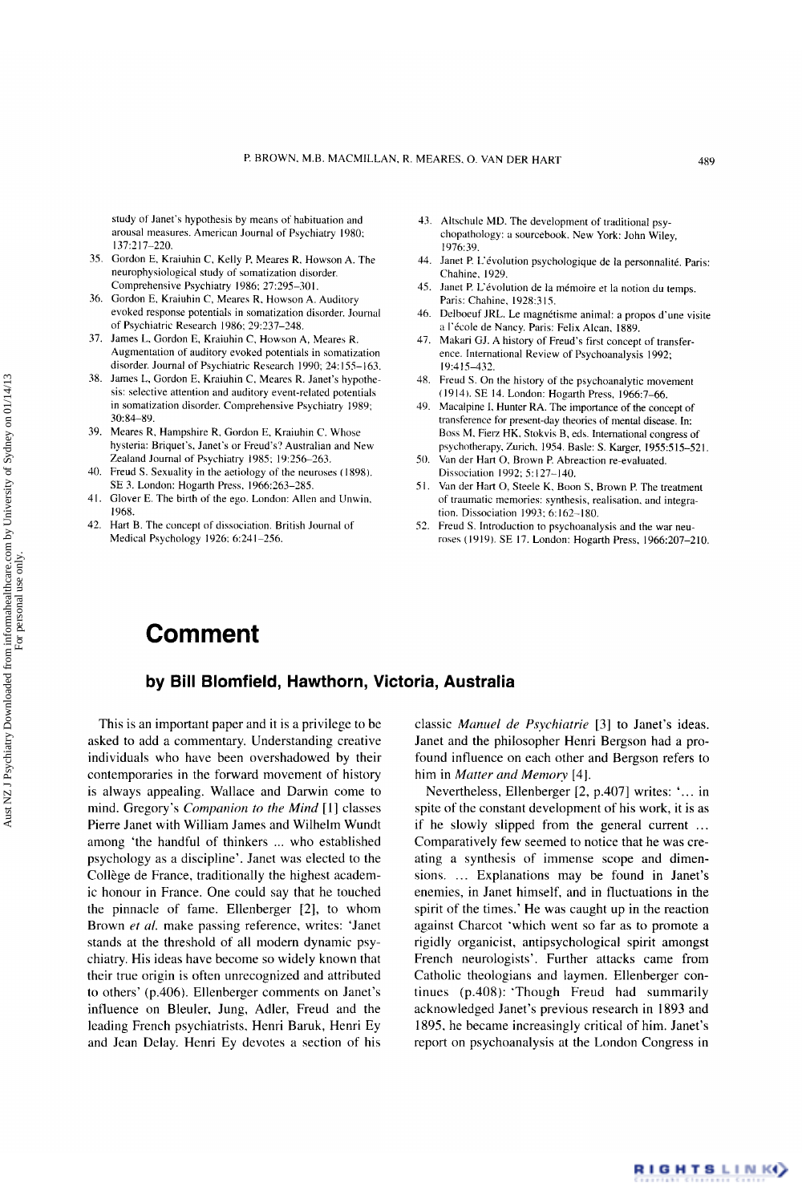study of Janet's hypothesis by means of habituation and arousal measures. American Journal of Psychiatry 1980; 137:217–220.

35. Gordon E, Kraiuhin C, Kelly P, Meares R, Howson A. The neurophysiological study of somatization disorder. Comprehensive Psychiatry 1986; 27:295–301.
36. Gordon E, Kraiuhin C, Meares R, Howson A. Auditory evoked response potentials in somatization disorder. Journal of Psychiatric Research 1986; 29:237–248.
37. James L, Gordon E, Kraiuhin C, Howson A, Meares R. Augmentation of auditory evoked potentials in somatization disorder. Journal of Psychiatric Research 1990; 24:155–163.
38. James L, Gordon E, Kraiuhin C, Meares R. Janet's hypothesis: selective attention and auditory event-related potentials in somatization disorder. Comprehensive Psychiatry 1989; 30:84–89.
39. Meares R, Hampshire R, Gordon E, Kraiuhin C. Whose hysteria: Briquet's, Janet's or Freud's? Australian and New Zealand Journal of Psychiatry 1985; 19:256–263.
40. Freud S. Sexuality in the aetiology of the neuroses (1898). SE 3. London: Hogarth Press, 1966:263–285.
41. Glover E. The birth of the ego. London: Allen and Unwin, 1968.
42. Hart B. The concept of dissociation. British Journal of Medical Psychology 1926; 6:241–256.
43. Altschule MD. The development of traditional psychopathology: a sourcebook. New York: John Wiley, 1976:39.
44. Janet P. L'évolution psychologique de la personnalité. Paris: Chahine, 1929.
45. Janet P. L'évolution de la mémoire et la notion du temps. Paris: Chahine, 1928:315.
46. Delboeuf JRL. Le magnétisme animal: a propos d'une visite a l'école de Nancy. Paris: Felix Alcan, 1889.
47. Makari GJ. A history of Freud's first concept of transference. International Review of Psychoanalysis 1992; 19:415–432.
48. Freud S. On the history of the psychoanalytic movement (1914). SE 14. London: Hogarth Press, 1966:7–66.
49. Macalpine I, Hunter RA. The importance of the concept of transference for present-day theories of mental disease. In: Boss M, Fierz HK, Stokvis B, eds. International congress of psychotherapy, Zurich, 1954. Basle: S. Karger, 1955:515–521.
50. Van der Hart O, Brown P. Abreaction re-evaluated. Dissociation 1992; 5:127–140.
51. Van der Hart O, Steele K, Boon S, Brown P. The treatment of traumatic memories: synthesis, realisation, and integration. Dissociation 1993; 6:162–180.
52. Freud S. Introduction to psychoanalysis and the war neuroses (1919). SE 17. London: Hogarth Press, 1966:207–210.

# Comment

### by Bill Blomfield, Hawthorn, Victoria, Australia

This is an important paper and it is a privilege to be asked to add a commentary. Understanding creative individuals who have been overshadowed by their contemporaries in the forward movement of history is always appealing. Wallace and Darwin come to mind. Gregory's *Companion to the Mind* [1] classes Pierre Janet with William James and Wilhelm Wundt among 'the handful of thinkers ... who established psychology as a discipline'. Janet was elected to the Collège de France, traditionally the highest academic honour in France. One could say that he touched the pinnacle of fame. Ellenberger [2], to whom Brown *et al.* make passing reference, writes: 'Janet stands at the threshold of all modern dynamic psychiatry. His ideas have become so widely known that their true origin is often unrecognized and attributed to others' (p.406). Ellenberger comments on Janet's influence on Bleuler, Jung, Adler, Freud and the leading French psychiatrists, Henri Baruk, Henri Ey and Jean Delay. Henri Ey devotes a section of his classic *Manuel de Psychiatrie* [3] to Janet's ideas. Janet and the philosopher Henri Bergson had a profound influence on each other and Bergson refers to him in *Matter and Memory* [4].

Nevertheless, Ellenberger [2, p.407] writes: '... in spite of the constant development of his work, it is as if he slowly slipped from the general current ... Comparatively few seemed to notice that he was creating a synthesis of immense scope and dimensions. ... Explanations may be found in Janet's enemies, in Janet himself, and in fluctuations in the spirit of the times.' He was caught up in the reaction against Charcot 'which went so far as to promote a rigidly organicist, antipsychological spirit amongst French neurologists'. Further attacks came from Catholic theologians and laymen. Ellenberger continues (p.408): 'Though Freud had summarily acknowledged Janet's previous research in 1893 and 1895, he became increasingly critical of him. Janet's report on psychoanalysis at the London Congress in